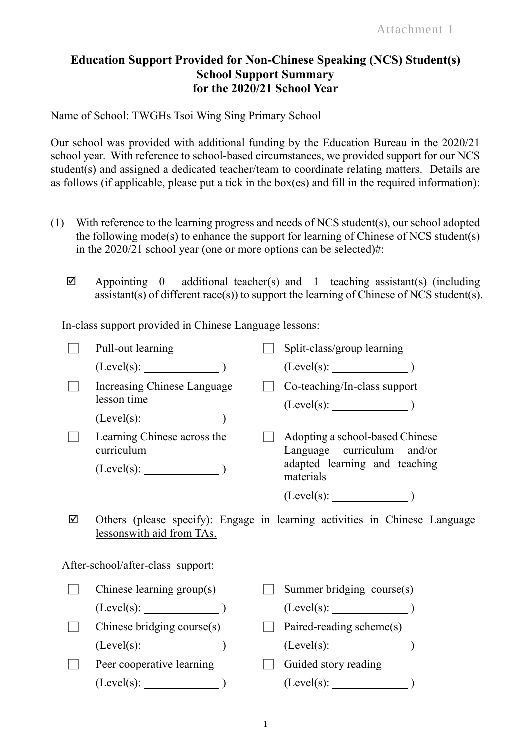Attachment 1

# Education Support Provided for Non-Chinese Speaking (NCS) Student(s)
## School Support Summary
## for the 2020/21 School Year

Name of School: TWGHs Tsoi Wing Sing Primary School

Our school was provided with additional funding by the Education Bureau in the 2020/21 school year. With reference to school-based circumstances, we provided support for our NCS student(s) and assigned a dedicated teacher/team to coordinate relating matters. Details are as follows (if applicable, please put a tick in the box(es) and fill in the required information):

(1) With reference to the learning progress and needs of NCS student(s), our school adopted the following mode(s) to enhance the support for learning of Chinese of NCS student(s) in the 2020/21 school year (one or more options can be selected)#:

☑ Appointing 0 additional teacher(s) and 1 teaching assistant(s) (including assistant(s) of different race(s)) to support the learning of Chinese of NCS student(s).

In-class support provided in Chinese Language lessons:

- ☐ Pull-out learning (Level(s): ______ )
- ☐ Split-class/group learning (Level(s): ______ )
- ☐ Increasing Chinese Language lesson time (Level(s): ______ )
- ☐ Co-teaching/In-class support (Level(s): ______ )
- ☐ Learning Chinese across the curriculum (Level(s): ______ )
- ☐ Adopting a school-based Chinese Language curriculum and/or adapted learning and teaching materials (Level(s): ______ )

☑ Others (please specify): Engage in learning activities in Chinese Language lessonswith aid from TAs.

After-school/after-class support:

- ☐ Chinese learning group(s) (Level(s): ______ )
- ☐ Summer bridging course(s) (Level(s): ______ )
- ☐ Chinese bridging course(s) (Level(s): ______ )
- ☐ Paired-reading scheme(s) (Level(s): ______ )
- ☐ Peer cooperative learning (Level(s): ______ )
- ☐ Guided story reading (Level(s): ______ )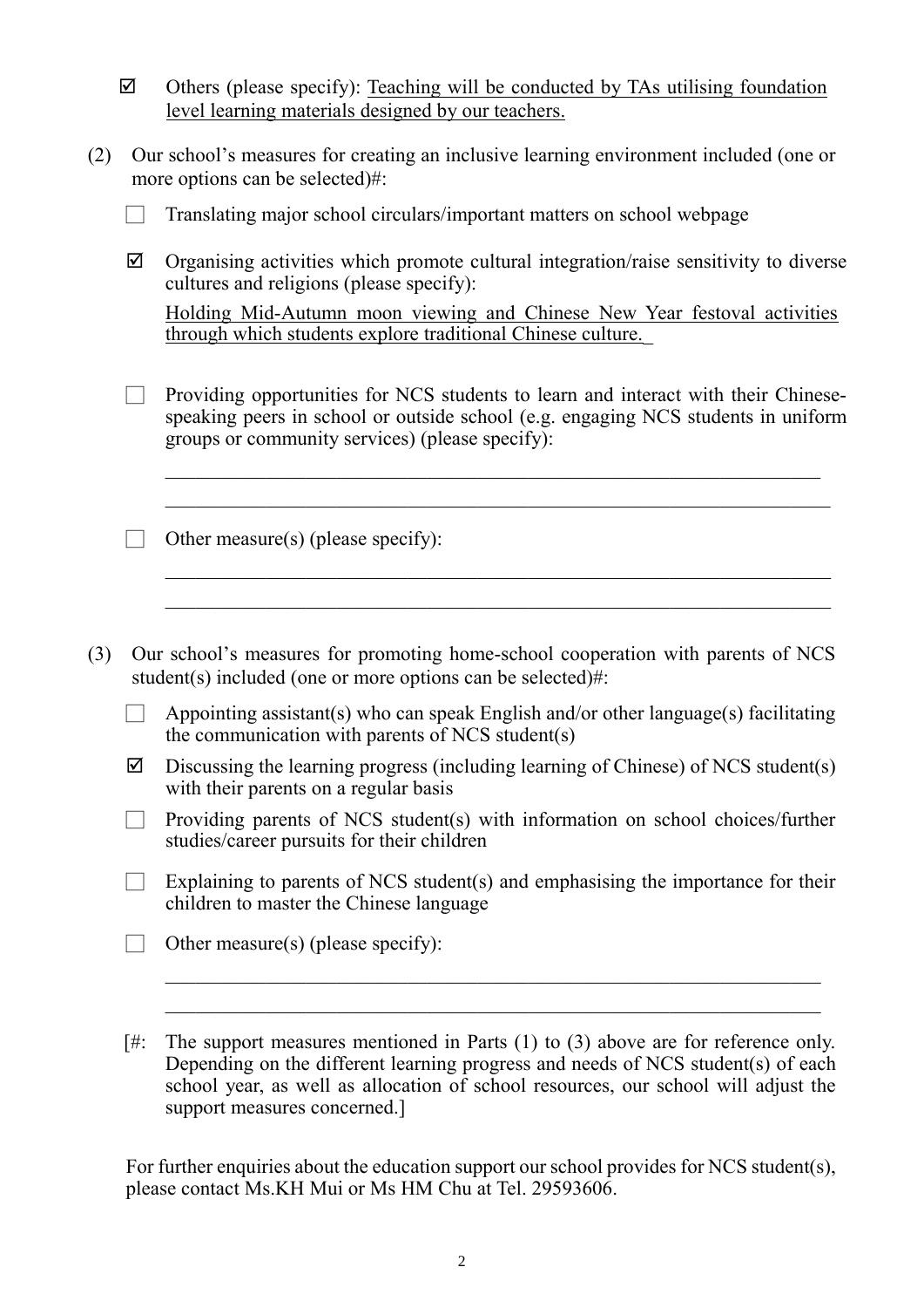☑ Others (please specify): Teaching will be conducted by TAs utilising foundation level learning materials designed by our teachers.

(2) Our school's measures for creating an inclusive learning environment included (one or more options can be selected)#:

☐ Translating major school circulars/important matters on school webpage

☑ Organising activities which promote cultural integration/raise sensitivity to diverse cultures and religions (please specify):

Holding Mid-Autumn moon viewing and Chinese New Year festoval activities through which students explore traditional Chinese culture.

☐ Providing opportunities for NCS students to learn and interact with their Chinese-speaking peers in school or outside school (e.g. engaging NCS students in uniform groups or community services) (please specify):

______________________________________________________________________

______________________________________________________________________

☐ Other measure(s) (please specify):

______________________________________________________________________

______________________________________________________________________

(3) Our school's measures for promoting home-school cooperation with parents of NCS student(s) included (one or more options can be selected)#:

☐ Appointing assistant(s) who can speak English and/or other language(s) facilitating the communication with parents of NCS student(s)

☑ Discussing the learning progress (including learning of Chinese) of NCS student(s) with their parents on a regular basis

☐ Providing parents of NCS student(s) with information on school choices/further studies/career pursuits for their children

☐ Explaining to parents of NCS student(s) and emphasising the importance for their children to master the Chinese language

☐ Other measure(s) (please specify):

______________________________________________________________________

______________________________________________________________________

[#: The support measures mentioned in Parts (1) to (3) above are for reference only. Depending on the different learning progress and needs of NCS student(s) of each school year, as well as allocation of school resources, our school will adjust the support measures concerned.]

For further enquiries about the education support our school provides for NCS student(s), please contact Ms.KH Mui or Ms HM Chu at Tel. 29593606.